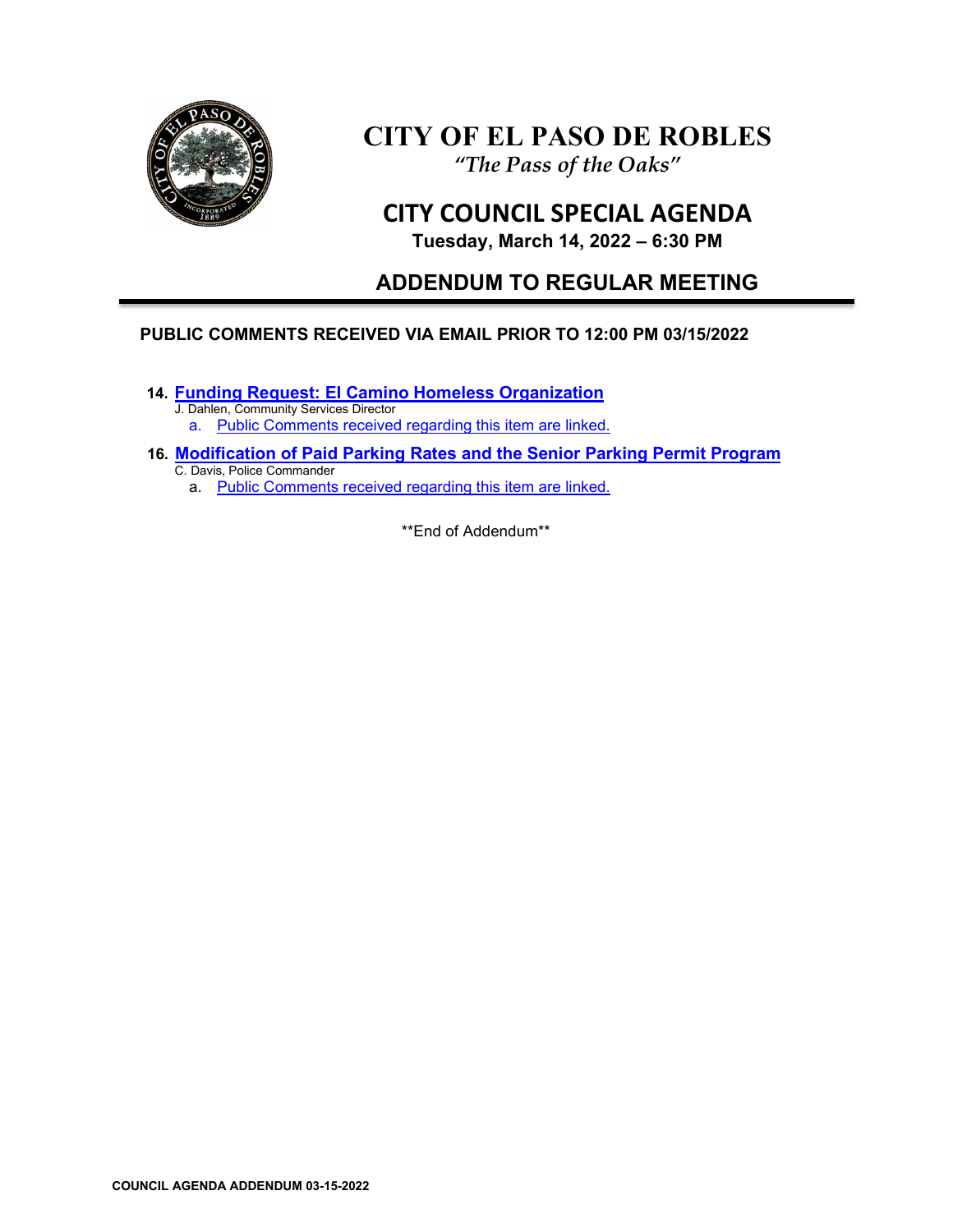# CITY OF EL PASO DE ROBLES

*"The Pass of the Oaks"*

## CITY COUNCIL SPECIAL AGENDA

**Tuesday, March 14, 2022 – 6:30 PM**

## ADDENDUM TO REGULAR MEETING

**PUBLIC COMMENTS RECEIVED VIA EMAIL PRIOR TO 12:00 PM 03/15/2022**

**14. Funding Request: El Camino Homeless Organization**
J. Dahlen, Community Services Director
   a. Public Comments received regarding this item are linked.

**16. Modification of Paid Parking Rates and the Senior Parking Permit Program**
C. Davis, Police Commander
   a. Public Comments received regarding this item are linked.

**End of Addendum**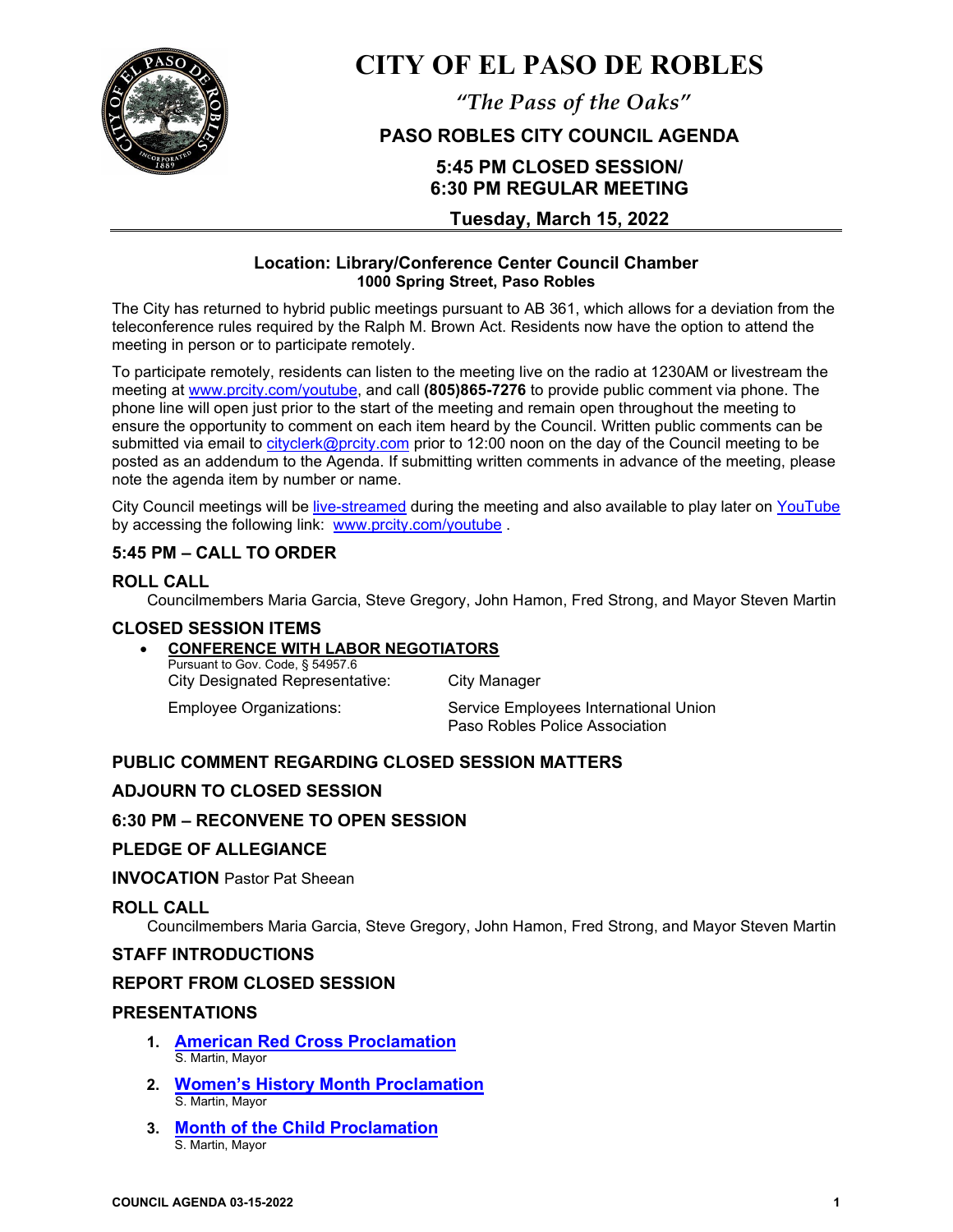# CITY OF EL PASO DE ROBLES

*"The Pass of the Oaks"*

## PASO ROBLES CITY COUNCIL AGENDA

## 5:45 PM CLOSED SESSION/ 6:30 PM REGULAR MEETING

## Tuesday, March 15, 2022

**Location: Library/Conference Center Council Chamber**
**1000 Spring Street, Paso Robles**

The City has returned to hybrid public meetings pursuant to AB 361, which allows for a deviation from the teleconference rules required by the Ralph M. Brown Act. Residents now have the option to attend the meeting in person or to participate remotely.

To participate remotely, residents can listen to the meeting live on the radio at 1230AM or livestream the meeting at www.prcity.com/youtube, and call **(805)865-7276** to provide public comment via phone. The phone line will open just prior to the start of the meeting and remain open throughout the meeting to ensure the opportunity to comment on each item heard by the Council. Written public comments can be submitted via email to cityclerk@prcity.com prior to 12:00 noon on the day of the Council meeting to be posted as an addendum to the Agenda. If submitting written comments in advance of the meeting, please note the agenda item by number or name.

City Council meetings will be live-streamed during the meeting and also available to play later on YouTube by accessing the following link: www.prcity.com/youtube .

### 5:45 PM – CALL TO ORDER

### ROLL CALL

Councilmembers Maria Garcia, Steve Gregory, John Hamon, Fred Strong, and Mayor Steven Martin

### CLOSED SESSION ITEMS

- **CONFERENCE WITH LABOR NEGOTIATORS**
  Pursuant to Gov. Code, § 54957.6
  City Designated Representative: City Manager
  Employee Organizations: Service Employees International Union
  Paso Robles Police Association

### PUBLIC COMMENT REGARDING CLOSED SESSION MATTERS

### ADJOURN TO CLOSED SESSION

### 6:30 PM – RECONVENE TO OPEN SESSION

### PLEDGE OF ALLEGIANCE

**INVOCATION** Pastor Pat Sheean

### ROLL CALL

Councilmembers Maria Garcia, Steve Gregory, John Hamon, Fred Strong, and Mayor Steven Martin

### STAFF INTRODUCTIONS

### REPORT FROM CLOSED SESSION

### PRESENTATIONS

1. **American Red Cross Proclamation**
   S. Martin, Mayor
2. **Women's History Month Proclamation**
   S. Martin, Mayor
3. **Month of the Child Proclamation**
   S. Martin, Mayor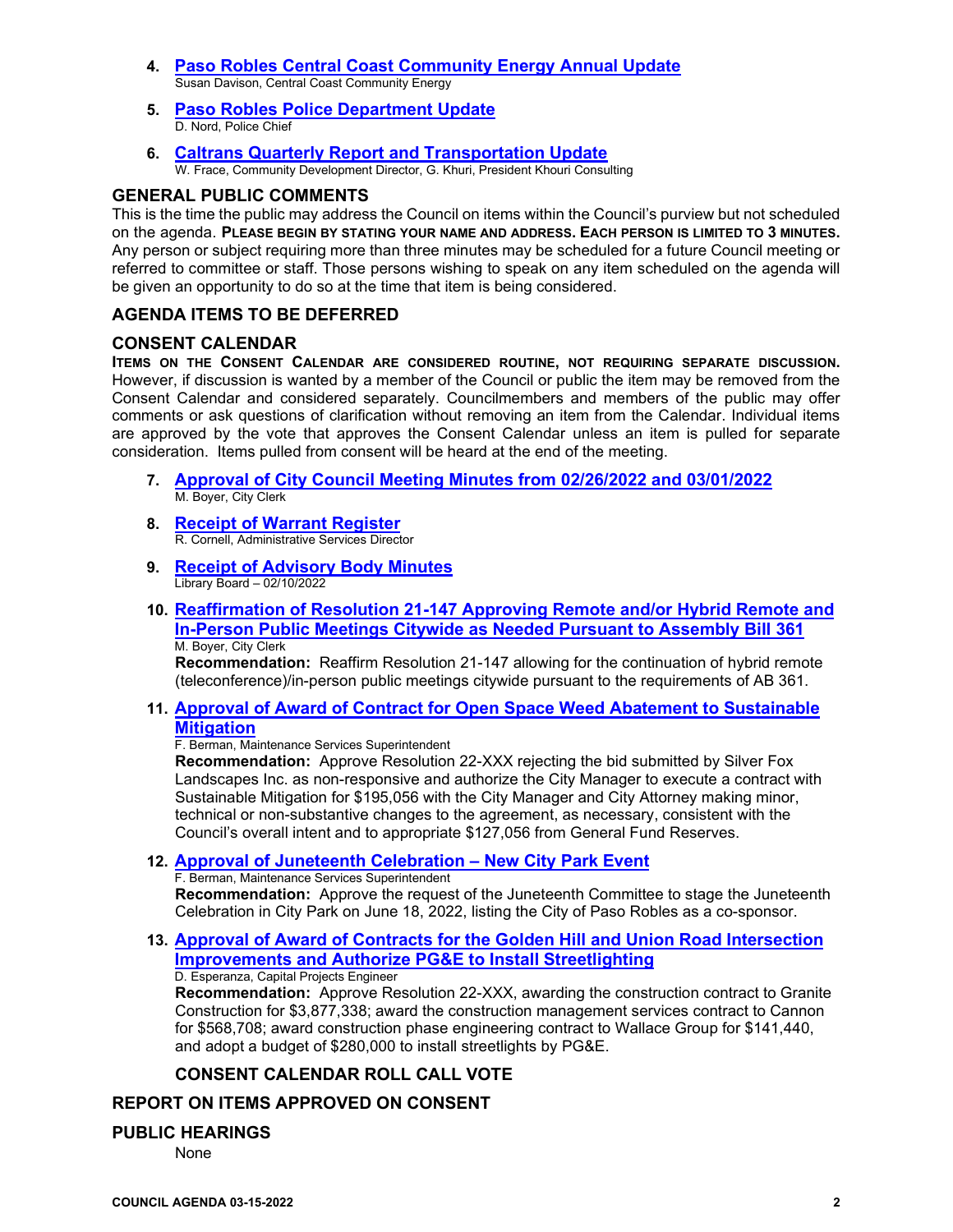4. **Paso Robles Central Coast Community Energy Annual Update**
   Susan Davison, Central Coast Community Energy

5. **Paso Robles Police Department Update**
   D. Nord, Police Chief

6. **Caltrans Quarterly Report and Transportation Update**
   W. Frace, Community Development Director, G. Khuri, President Khouri Consulting

## GENERAL PUBLIC COMMENTS

This is the time the public may address the Council on items within the Council's purview but not scheduled on the agenda. **PLEASE BEGIN BY STATING YOUR NAME AND ADDRESS. EACH PERSON IS LIMITED TO 3 MINUTES.** Any person or subject requiring more than three minutes may be scheduled for a future Council meeting or referred to committee or staff. Those persons wishing to speak on any item scheduled on the agenda will be given an opportunity to do so at the time that item is being considered.

## AGENDA ITEMS TO BE DEFERRED

## CONSENT CALENDAR

**ITEMS ON THE CONSENT CALENDAR ARE CONSIDERED ROUTINE, NOT REQUIRING SEPARATE DISCUSSION.** However, if discussion is wanted by a member of the Council or public the item may be removed from the Consent Calendar and considered separately. Councilmembers and members of the public may offer comments or ask questions of clarification without removing an item from the Calendar. Individual items are approved by the vote that approves the Consent Calendar unless an item is pulled for separate consideration. Items pulled from consent will be heard at the end of the meeting.

7. **Approval of City Council Meeting Minutes from 02/26/2022 and 03/01/2022**
   M. Boyer, City Clerk

8. **Receipt of Warrant Register**
   R. Cornell, Administrative Services Director

9. **Receipt of Advisory Body Minutes**
   Library Board – 02/10/2022

10. **Reaffirmation of Resolution 21-147 Approving Remote and/or Hybrid Remote and In-Person Public Meetings Citywide as Needed Pursuant to Assembly Bill 361**
    M. Boyer, City Clerk
    **Recommendation:** Reaffirm Resolution 21-147 allowing for the continuation of hybrid remote (teleconference)/in-person public meetings citywide pursuant to the requirements of AB 361.

11. **Approval of Award of Contract for Open Space Weed Abatement to Sustainable Mitigation**
    F. Berman, Maintenance Services Superintendent
    **Recommendation:** Approve Resolution 22-XXX rejecting the bid submitted by Silver Fox Landscapes Inc. as non-responsive and authorize the City Manager to execute a contract with Sustainable Mitigation for $195,056 with the City Manager and City Attorney making minor, technical or non-substantive changes to the agreement, as necessary, consistent with the Council's overall intent and to appropriate $127,056 from General Fund Reserves.

12. **Approval of Juneteenth Celebration – New City Park Event**
    F. Berman, Maintenance Services Superintendent
    **Recommendation:** Approve the request of the Juneteenth Committee to stage the Juneteenth Celebration in City Park on June 18, 2022, listing the City of Paso Robles as a co-sponsor.

13. **Approval of Award of Contracts for the Golden Hill and Union Road Intersection Improvements and Authorize PG&E to Install Streetlighting**
    D. Esperanza, Capital Projects Engineer
    **Recommendation:** Approve Resolution 22-XXX, awarding the construction contract to Granite Construction for $3,877,338; award the construction management services contract to Cannon for $568,708; award construction phase engineering contract to Wallace Group for $141,440, and adopt a budget of $280,000 to install streetlights by PG&E.

### CONSENT CALENDAR ROLL CALL VOTE

## REPORT ON ITEMS APPROVED ON CONSENT

## PUBLIC HEARINGS

None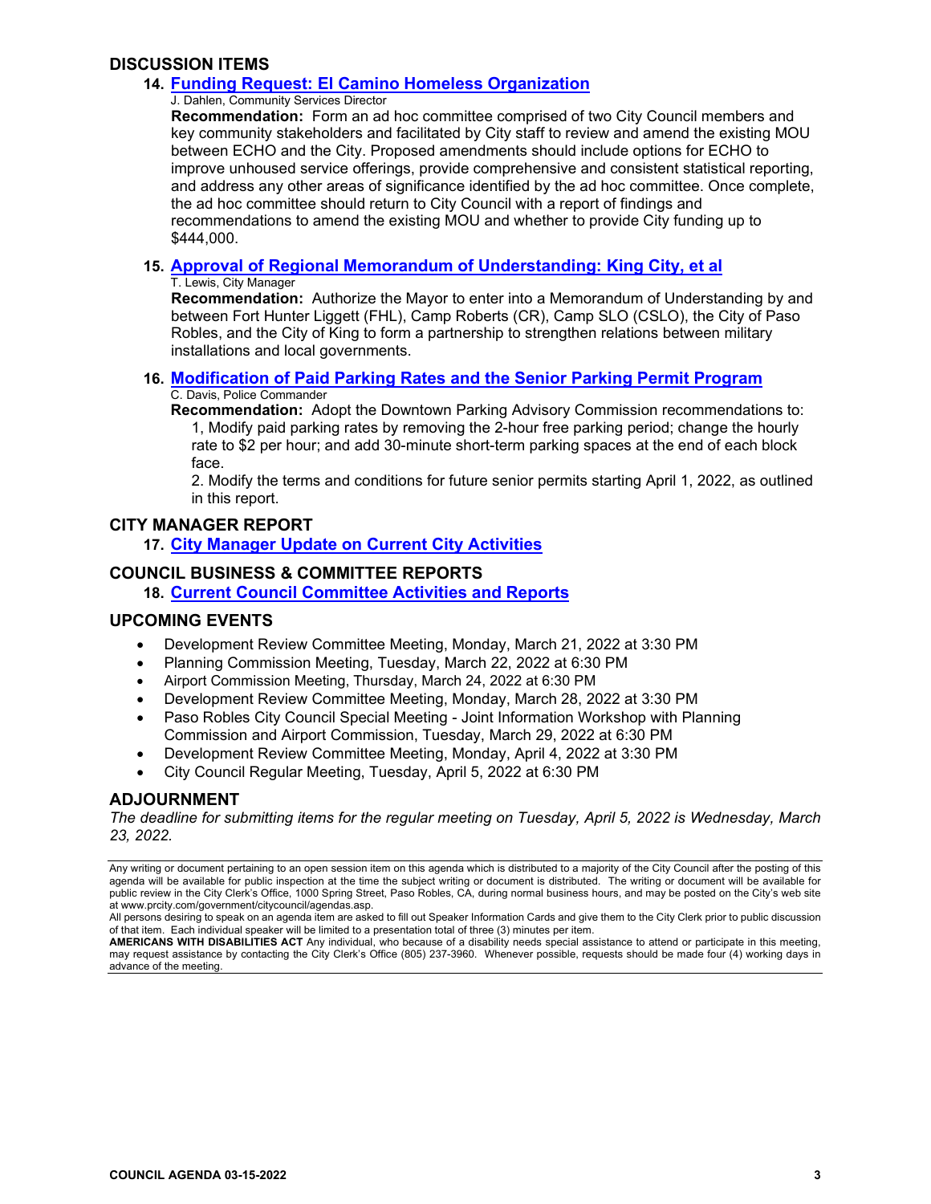## DISCUSSION ITEMS

14. **Funding Request: El Camino Homeless Organization**

    J. Dahlen, Community Services Director

    **Recommendation:** Form an ad hoc committee comprised of two City Council members and key community stakeholders and facilitated by City staff to review and amend the existing MOU between ECHO and the City. Proposed amendments should include options for ECHO to improve unhoused service offerings, provide comprehensive and consistent statistical reporting, and address any other areas of significance identified by the ad hoc committee. Once complete, the ad hoc committee should return to City Council with a report of findings and recommendations to amend the existing MOU and whether to provide City funding up to $444,000.

15. **Approval of Regional Memorandum of Understanding: King City, et al**

    T. Lewis, City Manager

    **Recommendation:** Authorize the Mayor to enter into a Memorandum of Understanding by and between Fort Hunter Liggett (FHL), Camp Roberts (CR), Camp SLO (CSLO), the City of Paso Robles, and the City of King to form a partnership to strengthen relations between military installations and local governments.

16. **Modification of Paid Parking Rates and the Senior Parking Permit Program**

    C. Davis, Police Commander

    **Recommendation:** Adopt the Downtown Parking Advisory Commission recommendations to:

    1, Modify paid parking rates by removing the 2-hour free parking period; change the hourly rate to $2 per hour; and add 30-minute short-term parking spaces at the end of each block face.

    2. Modify the terms and conditions for future senior permits starting April 1, 2022, as outlined in this report.

## CITY MANAGER REPORT

17. **City Manager Update on Current City Activities**

## COUNCIL BUSINESS & COMMITTEE REPORTS

18. **Current Council Committee Activities and Reports**

## UPCOMING EVENTS

- Development Review Committee Meeting, Monday, March 21, 2022 at 3:30 PM
- Planning Commission Meeting, Tuesday, March 22, 2022 at 6:30 PM
- Airport Commission Meeting, Thursday, March 24, 2022 at 6:30 PM
- Development Review Committee Meeting, Monday, March 28, 2022 at 3:30 PM
- Paso Robles City Council Special Meeting - Joint Information Workshop with Planning Commission and Airport Commission, Tuesday, March 29, 2022 at 6:30 PM
- Development Review Committee Meeting, Monday, April 4, 2022 at 3:30 PM
- City Council Regular Meeting, Tuesday, April 5, 2022 at 6:30 PM

## ADJOURNMENT

*The deadline for submitting items for the regular meeting on Tuesday, April 5, 2022 is Wednesday, March 23, 2022.*

---

Any writing or document pertaining to an open session item on this agenda which is distributed to a majority of the City Council after the posting of this agenda will be available for public inspection at the time the subject writing or document is distributed. The writing or document will be available for public review in the City Clerk's Office, 1000 Spring Street, Paso Robles, CA, during normal business hours, and may be posted on the City's web site at www.prcity.com/government/citycouncil/agendas.asp.

All persons desiring to speak on an agenda item are asked to fill out Speaker Information Cards and give them to the City Clerk prior to public discussion of that item. Each individual speaker will be limited to a presentation total of three (3) minutes per item.

**AMERICANS WITH DISABILITIES ACT** Any individual, who because of a disability needs special assistance to attend or participate in this meeting, may request assistance by contacting the City Clerk's Office (805) 237-3960. Whenever possible, requests should be made four (4) working days in advance of the meeting.